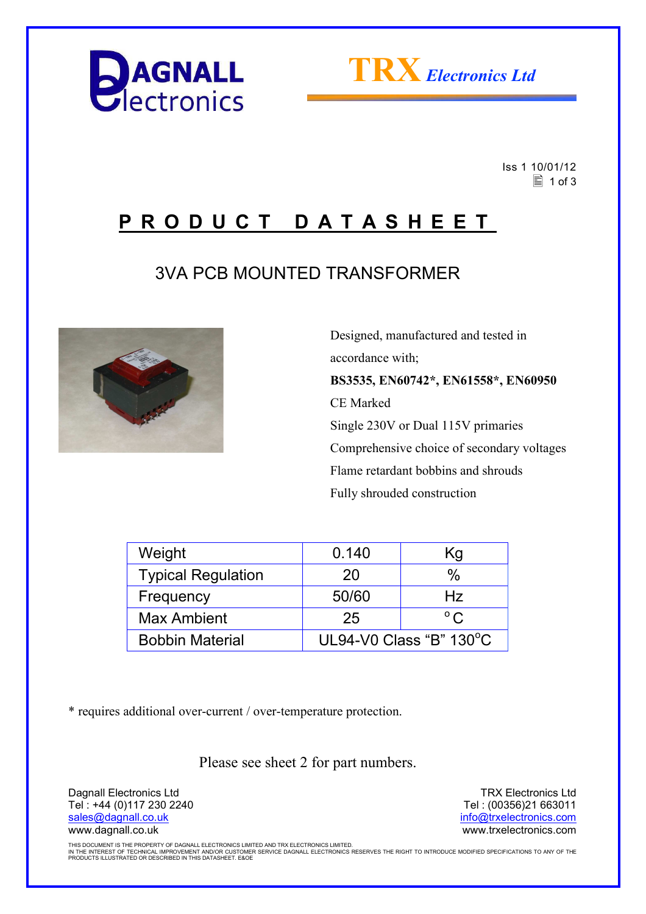DAGNALL Electronics

TRX Electronics Ltd

Iss 1 10/01/12

# PRODUCT DATASHEET

## 3VA PCB MOUNTED TRANSFORMER

Designed, manufactured and tested in accordance with;

**BS3535, EN60742*, EN61558*, EN60950**

CE Marked

Single 230V or Dual 115V primaries

Comprehensive choice of secondary voltages

Flame retardant bobbins and shrouds

Fully shrouded construction

| Weight | 0.140 | Kg |
|---|---|---|
| Typical Regulation | 20 | % |
| Frequency | 50/60 | Hz |
| Max Ambient | 25 | °C |
| Bobbin Material | UL94-V0 Class "B" 130°C | |

* requires additional over-current / over-temperature protection.

Please see sheet 2 for part numbers.

Dagnall Electronics Ltd
Tel : +44 (0)117 230 2240
sales@dagnall.co.uk
www.dagnall.co.uk

TRX Electronics Ltd
Tel : (00356)21 663011
info@trxelectronics.com
www.trxelectronics.com

THIS DOCUMENT IS THE PROPERTY OF DAGNALL ELECTRONICS LIMITED AND TRX ELECTRONICS LIMITED.
IN THE INTEREST OF TECHNICAL IMPROVEMENT AND/OR CUSTOMER SERVICE DAGNALL ELECTRONICS RESERVES THE RIGHT TO INTRODUCE MODIFIED SPECIFICATIONS TO ANY OF THE PRODUCTS ILLUSTRATED OR DESCRIBED IN THIS DATASHEET. E&OE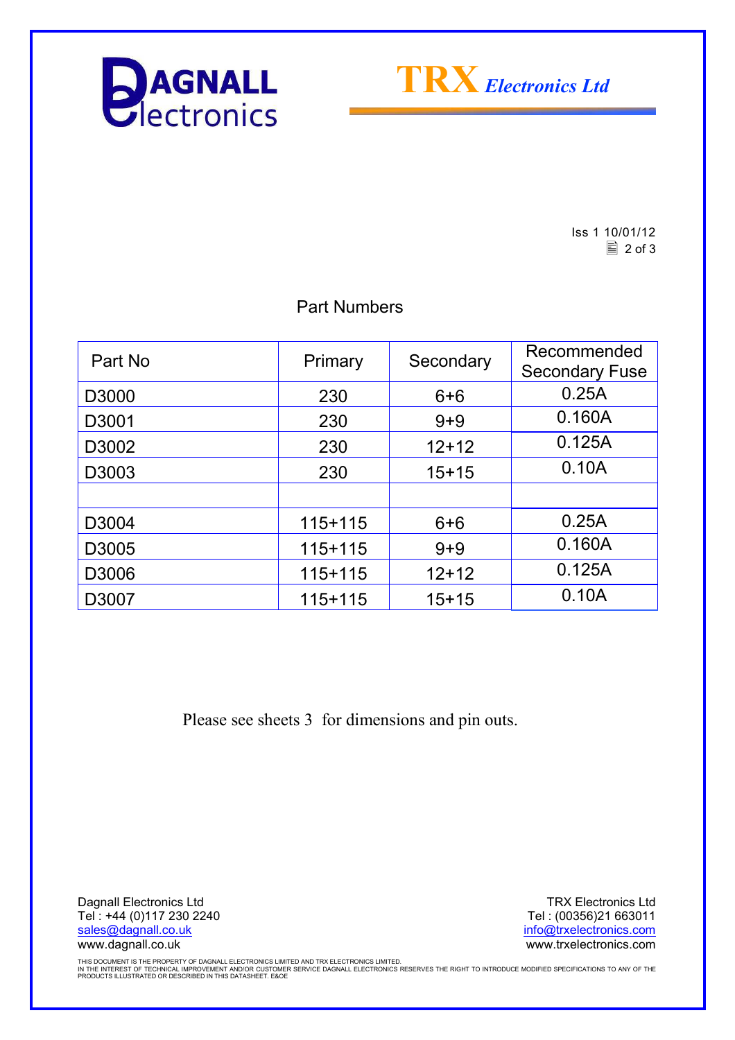Iss 1 10/01/12

## Part Numbers

| Part No | Primary | Secondary | Recommended Secondary Fuse |
|---|---|---|---|
| D3000 | 230 | 6+6 | 0.25A |
| D3001 | 230 | 9+9 | 0.160A |
| D3002 | 230 | 12+12 | 0.125A |
| D3003 | 230 | 15+15 | 0.10A |
| | | | |
| D3004 | 115+115 | 6+6 | 0.25A |
| D3005 | 115+115 | 9+9 | 0.160A |
| D3006 | 115+115 | 12+12 | 0.125A |
| D3007 | 115+115 | 15+15 | 0.10A |

Please see sheets 3 for dimensions and pin outs.

Dagnall Electronics Ltd
Tel : +44 (0)117 230 2240
sales@dagnall.co.uk
www.dagnall.co.uk

TRX Electronics Ltd
Tel : (00356)21 663011
info@trxelectronics.com
www.trxelectronics.com

THIS DOCUMENT IS THE PROPERTY OF DAGNALL ELECTRONICS LIMITED AND TRX ELECTRONICS LIMITED.
IN THE INTEREST OF TECHNICAL IMPROVEMENT AND/OR CUSTOMER SERVICE DAGNALL ELECTRONICS RESERVES THE RIGHT TO INTRODUCE MODIFIED SPECIFICATIONS TO ANY OF THE PRODUCTS ILLUSTRATED OR DESCRIBED IN THIS DATASHEET. E&OE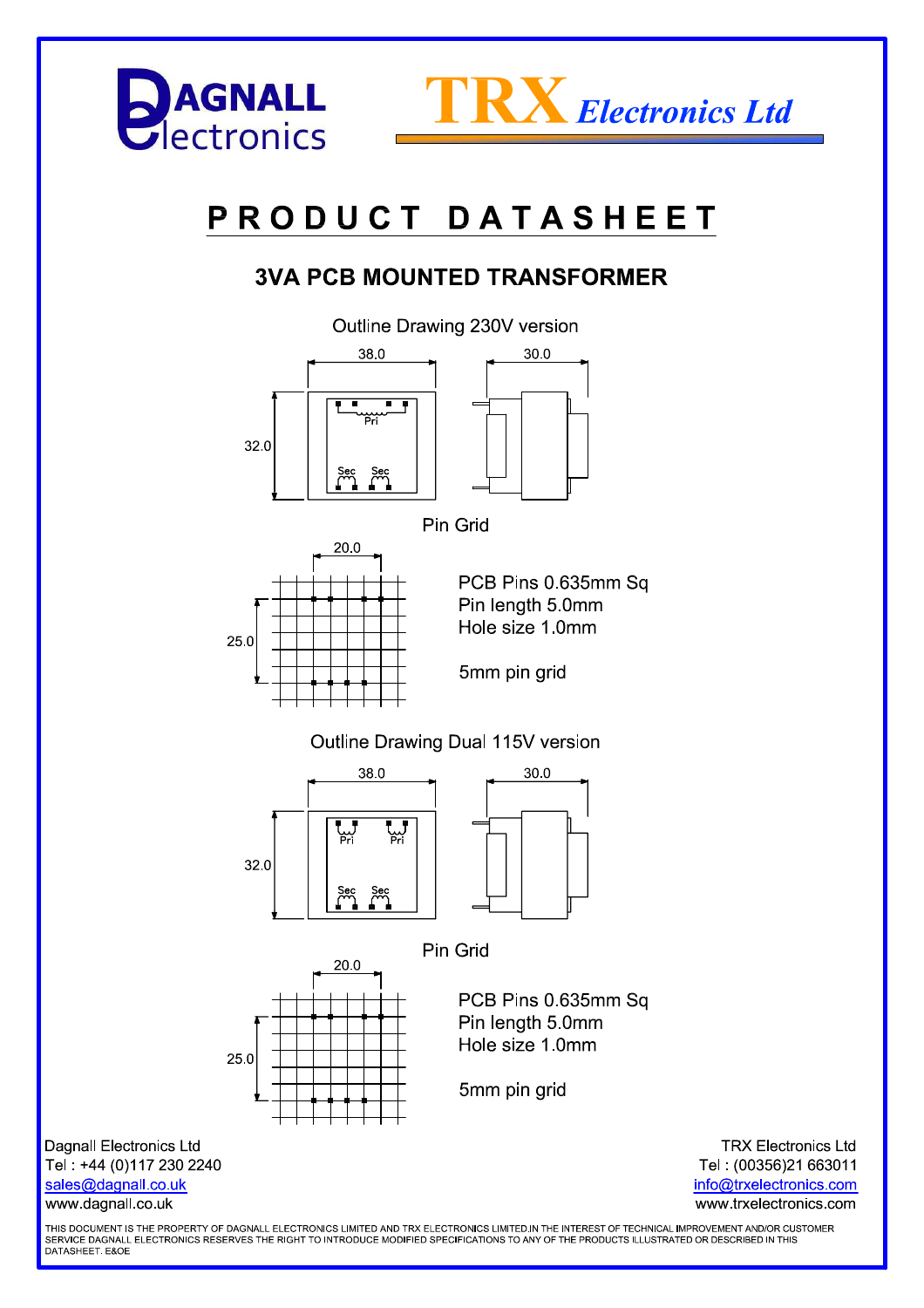DAGNALL Electronics

TRX Electronics Ltd

# PRODUCT DATASHEET

## 3VA PCB MOUNTED TRANSFORMER

Outline Drawing 230V version

38.0

30.0

32.0

Pri

Sec Sec

Pin Grid

20.0

25.0

PCB Pins 0.635mm Sq
Pin length 5.0mm
Hole size 1.0mm

5mm pin grid

Outline Drawing Dual 115V version

38.0

30.0

32.0

Pri Pri

Sec Sec

Pin Grid

20.0

25.0

PCB Pins 0.635mm Sq
Pin length 5.0mm
Hole size 1.0mm

5mm pin grid

Dagnall Electronics Ltd
Tel : +44 (0)117 230 2240
sales@dagnall.co.uk
www.dagnall.co.uk

TRX Electronics Ltd
Tel : (00356)21 663011
info@trxelectronics.com
www.trxelectronics.com

THIS DOCUMENT IS THE PROPERTY OF DAGNALL ELECTRONICS LIMITED AND TRX ELECTRONICS LIMITED.IN THE INTEREST OF TECHNICAL IMPROVEMENT AND/OR CUSTOMER SERVICE DAGNALL ELECTRONICS RESERVES THE RIGHT TO INTRODUCE MODIFIED SPECIFICATIONS TO ANY OF THE PRODUCTS ILLUSTRATED OR DESCRIBED IN THIS DATASHEET. E&OE